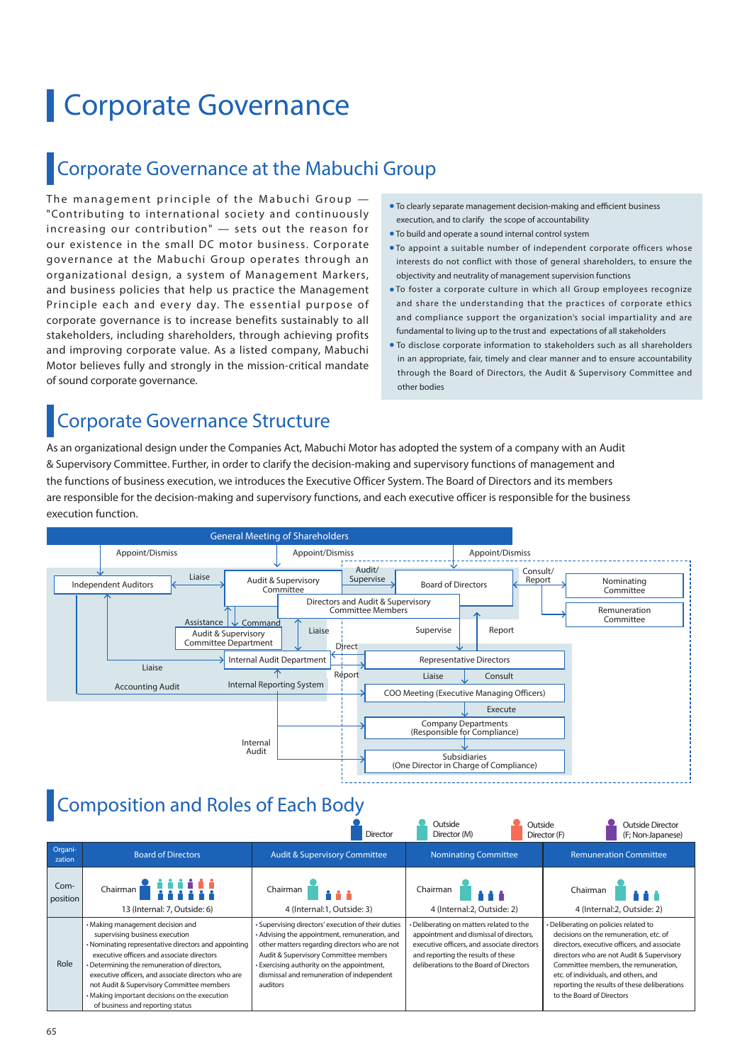# Corporate Governance

## Corporate Governance at the Mabuchi Group

The management principle of the Mabuchi Group — "Contributing to international society and continuously increasing our contribution" — sets out the reason for our existence in the small DC motor business. Corporate governance at the Mabuchi Group operates through an organizational design, a system of Management Markers, and business policies that help us practice the Management Principle each and every day. The essential purpose of corporate governance is to increase benefits sustainably to all stakeholders, including shareholders, through achieving profits and improving corporate value. As a listed company, Mabuchi Motor believes fully and strongly in the mission-critical mandate of sound corporate governance.

- To clearly separate management decision-making and efficient business execution, and to clarify the scope of accountability
- To build and operate a sound internal control system
- To appoint a suitable number of independent corporate officers whose interests do not conflict with those of general shareholders, to ensure the objectivity and neutrality of management supervision functions
- To foster a corporate culture in which all Group employees recognize and share the understanding that the practices of corporate ethics and compliance support the organization's social impartiality and are fundamental to living up to the trust and expectations of all stakeholders
- To disclose corporate information to stakeholders such as all shareholders in an appropriate, fair, timely and clear manner and to ensure accountability through the Board of Directors, the Audit & Supervisory Committee and other bodies

## Corporate Governance Structure

As an organizational design under the Companies Act, Mabuchi Motor has adopted the system of a company with an Audit & Supervisory Committee. Further, in order to clarify the decision-making and supervisory functions of management and the functions of business execution, we introduce the Executive Officer System. The Board of Directors and its members are responsible for the decision-making and supervisory functions, and each executive officer is responsible for the business execution function.

General Meeting of Shareholders
Appoint/Dismiss — Appoint/Dismiss — Appoint/Dismiss
Independent Auditors — Liaise — Audit & Supervisory Committee — Audit/Supervise — Board of Directors — Consult/Report — Nominating Committee; Remuneration Committee
Directors and Audit & Supervisory Committee Members
Assistance / Command — Audit & Supervisory Committee Department
Liaise — Supervise — Report
Direct
Liaise — Internal Audit Department — Representative Directors
Report — Liaise — Consult
Accounting Audit — Internal Reporting System — COO Meeting (Executive Managing Officers)
Execute
Company Departments (Responsible for Compliance)
Internal Audit
Subsidiaries (One Director in Charge of Compliance)

## Composition and Roles of Each Body

Legend: Director / Outside Director (M) / Outside Director (F) / Outside Director (F; Non-Japanese)

| Organization | Board of Directors | Audit & Supervisory Committee | Nominating Committee | Remuneration Committee |
|---|---|---|---|---|
| Composition | Chairman<br>13 (Internal: 7, Outside: 6) | Chairman<br>4 (Internal:1, Outside: 3) | Chairman<br>4 (Internal:2, Outside: 2) | Chairman<br>4 (Internal:2, Outside: 2) |
| Role | · Making management decision and supervising business execution<br>· Nominating representative directors and appointing executive officers and associate directors<br>· Determining the remuneration of directors, executive officers, and associate directors who are not Audit & Supervisory Committee members<br>· Making important decisions on the execution of business and reporting status | · Supervising directors' execution of their duties<br>· Advising the appointment, remuneration, and other matters regarding directors who are not Audit & Supervisory Committee members<br>· Exercising authority on the appointment, dismissal and remuneration of independent auditors | · Deliberating on matters related to the appointment and dismissal of directors, executive officers, and associate directors and reporting the results of these deliberations to the Board of Directors | · Deliberating on policies related to decisions on the remuneration, etc. of directors, executive officers, and associate directors who are not Audit & Supervisory Committee members, the remuneration, etc. of individuals, and others, and reporting the results of these deliberations to the Board of Directors |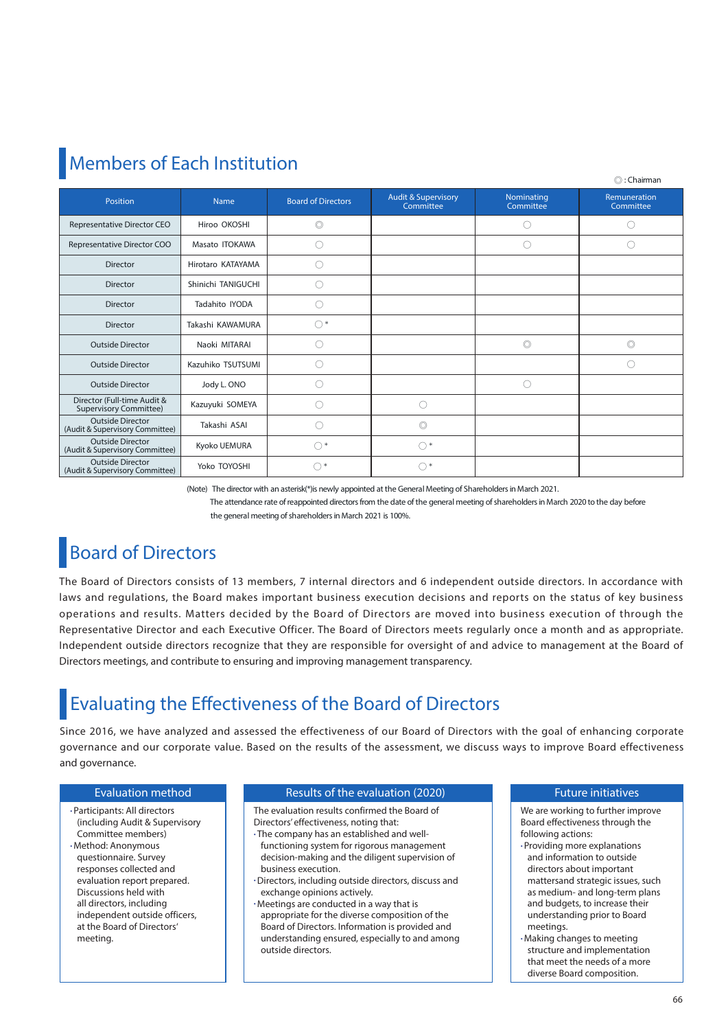## Members of Each Institution

◎: Chairman

| Position | Name | Board of Directors | Audit & Supervisory Committee | Nominating Committee | Remuneration Committee |
|---|---|---|---|---|---|
| Representative Director CEO | Hiroo OKOSHI | ◎ | | ○ | ○ |
| Representative Director COO | Masato ITOKAWA | ○ | | ○ | ○ |
| Director | Hirotaro KATAYAMA | ○ | | | |
| Director | Shinichi TANIGUCHI | ○ | | | |
| Director | Tadahito IYODA | ○ | | | |
| Director | Takashi KAWAMURA | ○* | | | |
| Outside Director | Naoki MITARAI | ○ | | ◎ | ◎ |
| Outside Director | Kazuhiko TSUTSUMI | ○ | | | ○ |
| Outside Director | Jody L. ONO | ○ | | ○ | |
| Director (Full-time Audit & Supervisory Committee) | Kazuyuki SOMEYA | ○ | ○ | | |
| Outside Director (Audit & Supervisory Committee) | Takashi ASAI | ○ | ◎ | | |
| Outside Director (Audit & Supervisory Committee) | Kyoko UEMURA | ○* | ○* | | |
| Outside Director (Audit & Supervisory Committee) | Yoko TOYOSHI | ○* | ○* | | |

(Note) The director with an asterisk(*)is newly appointed at the General Meeting of Shareholders in March 2021.
The attendance rate of reappointed directors from the date of the general meeting of shareholders in March 2020 to the day before the general meeting of shareholders in March 2021 is 100%.

## Board of Directors

The Board of Directors consists of 13 members, 7 internal directors and 6 independent outside directors. In accordance with laws and regulations, the Board makes important business execution decisions and reports on the status of key business operations and results. Matters decided by the Board of Directors are moved into business execution of through the Representative Director and each Executive Officer. The Board of Directors meets regularly once a month and as appropriate. Independent outside directors recognize that they are responsible for oversight of and advice to management at the Board of Directors meetings, and contribute to ensuring and improving management transparency.

## Evaluating the Effectiveness of the Board of Directors

Since 2016, we have analyzed and assessed the effectiveness of our Board of Directors with the goal of enhancing corporate governance and our corporate value. Based on the results of the assessment, we discuss ways to improve Board effectiveness and governance.

### Evaluation method

- Participants: All directors (including Audit & Supervisory Committee members)
- Method: Anonymous questionnaire. Survey responses collected and evaluation report prepared. Discussions held with all directors, including independent outside officers, at the Board of Directors' meeting.

### Results of the evaluation (2020)

The evaluation results confirmed the Board of Directors' effectiveness, noting that:

- The company has an established and well-functioning system for rigorous management decision-making and the diligent supervision of business execution.
- Directors, including outside directors, discuss and exchange opinions actively.
- Meetings are conducted in a way that is appropriate for the diverse composition of the Board of Directors. Information is provided and understanding ensured, especially to and among outside directors.

### Future initiatives

We are working to further improve Board effectiveness through the following actions:

- Providing more explanations and information to outside directors about important mattersand strategic issues, such as medium- and long-term plans and budgets, to increase their understanding prior to Board meetings.
- Making changes to meeting structure and implementation that meet the needs of a more diverse Board composition.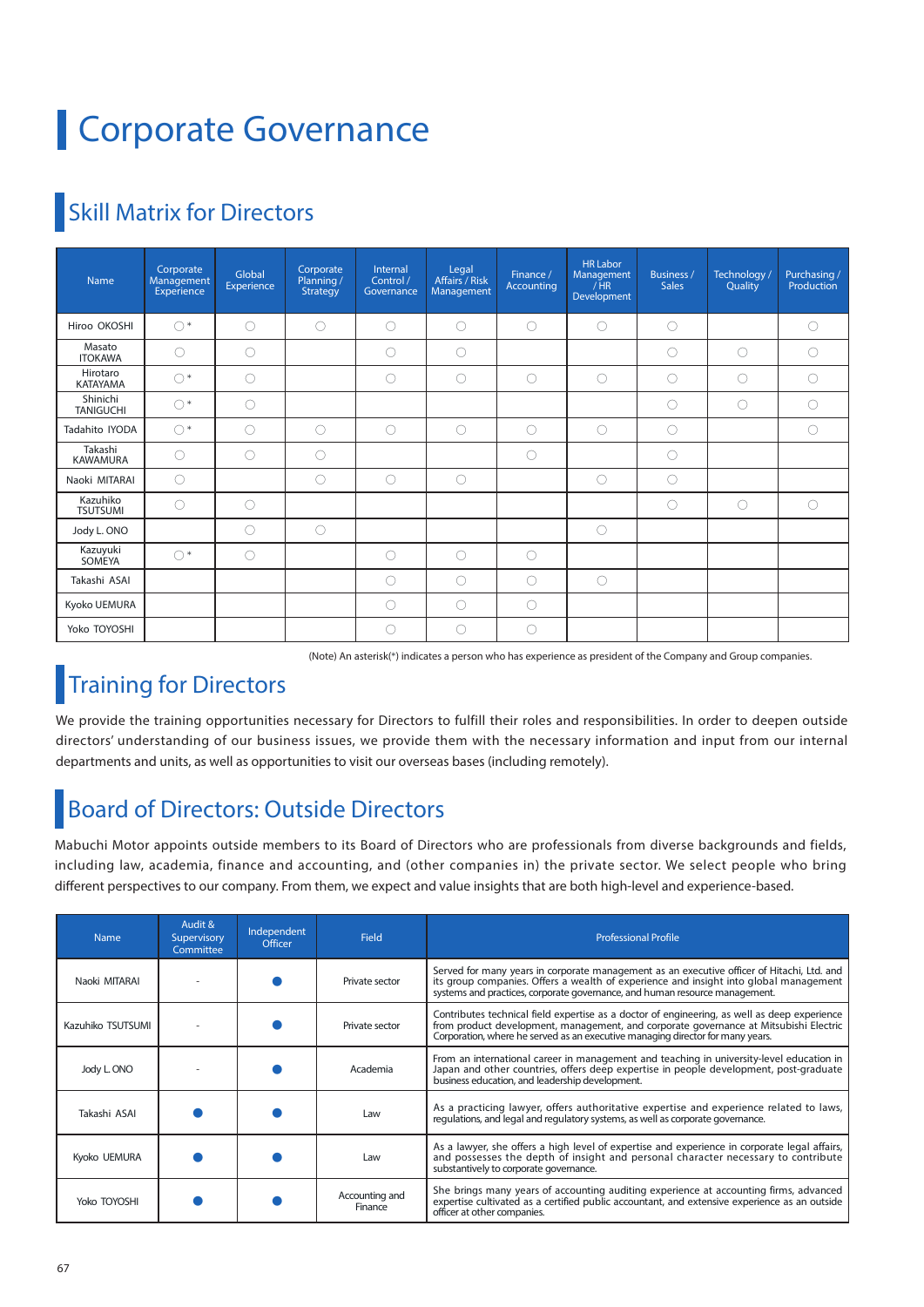# Corporate Governance

## Skill Matrix for Directors

| Name | Corporate Management Experience | Global Experience | Corporate Planning / Strategy | Internal Control / Governance | Legal Affairs / Risk Management | Finance / Accounting | HR Labor Management / HR Development | Business / Sales | Technology / Quality | Purchasing / Production |
|---|---|---|---|---|---|---|---|---|---|---|
| Hiroo OKOSHI | ○* | ○ | ○ | ○ | ○ | ○ | ○ | ○ | | ○ |
| Masato ITOKAWA | ○ | ○ | | ○ | ○ | | | ○ | ○ | ○ |
| Hirotaro KATAYAMA | ○* | ○ | | ○ | ○ | ○ | ○ | ○ | ○ | ○ |
| Shinichi TANIGUCHI | ○* | ○ | | | | | | ○ | ○ | ○ |
| Tadahito IYODA | ○* | ○ | ○ | ○ | ○ | ○ | ○ | ○ | | ○ |
| Takashi KAWAMURA | ○ | ○ | ○ | | | ○ | | ○ | | |
| Naoki MITARAI | ○ | | ○ | ○ | ○ | | ○ | ○ | | |
| Kazuhiko TSUTSUMI | ○ | ○ | | | | | | ○ | ○ | ○ |
| Jody L. ONO | | ○ | ○ | | | | ○ | | | |
| Kazuyuki SOMEYA | ○* | ○ | | ○ | ○ | ○ | | | | |
| Takashi ASAI | | | | ○ | ○ | ○ | ○ | | | |
| Kyoko UEMURA | | | | ○ | ○ | ○ | | | | |
| Yoko TOYOSHI | | | | ○ | ○ | ○ | | | | |

(Note) An asterisk(*) indicates a person who has experience as president of the Company and Group companies.

## Training for Directors

We provide the training opportunities necessary for Directors to fulfill their roles and responsibilities. In order to deepen outside directors' understanding of our business issues, we provide them with the necessary information and input from our internal departments and units, as well as opportunities to visit our overseas bases (including remotely).

## Board of Directors: Outside Directors

Mabuchi Motor appoints outside members to its Board of Directors who are professionals from diverse backgrounds and fields, including law, academia, finance and accounting, and (other companies in) the private sector. We select people who bring different perspectives to our company. From them, we expect and value insights that are both high-level and experience-based.

| Name | Audit & Supervisory Committee | Independent Officer | Field | Professional Profile |
|---|---|---|---|---|
| Naoki MITARAI | - | ● | Private sector | Served for many years in corporate management as an executive officer of Hitachi, Ltd. and its group companies. Offers a wealth of experience and insight into global management systems and practices, corporate governance, and human resource management. |
| Kazuhiko TSUTSUMI | - | ● | Private sector | Contributes technical field expertise as a doctor of engineering, as well as deep experience from product development, management, and corporate governance at Mitsubishi Electric Corporation, where he served as an executive managing director for many years. |
| Jody L. ONO | - | ● | Academia | From an international career in management and teaching in university-level education in Japan and other countries, offers deep expertise in people development, post-graduate business education, and leadership development. |
| Takashi ASAI | ● | ● | Law | As a practicing lawyer, offers authoritative expertise and experience related to laws, regulations, and legal and regulatory systems, as well as corporate governance. |
| Kyoko UEMURA | ● | ● | Law | As a lawyer, she offers a high level of expertise and experience in corporate legal affairs, and possesses the depth of insight and personal character necessary to contribute substantively to corporate governance. |
| Yoko TOYOSHI | ● | ● | Accounting and Finance | She brings many years of accounting auditing experience at accounting firms, advanced expertise cultivated as a certified public accountant, and extensive experience as an outside officer at other companies. |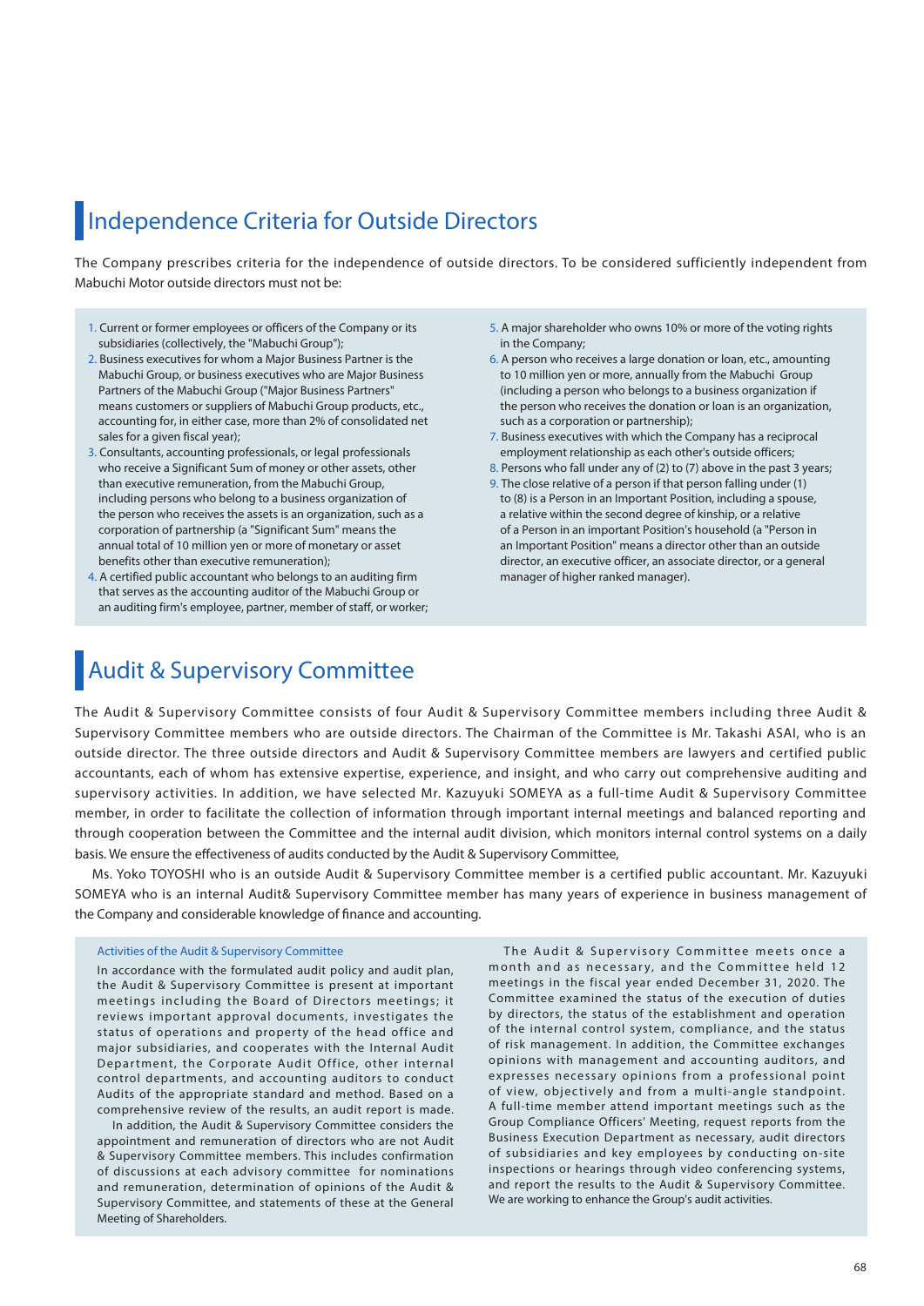## Independence Criteria for Outside Directors

The Company prescribes criteria for the independence of outside directors. To be considered sufficiently independent from Mabuchi Motor outside directors must not be:

1. Current or former employees or officers of the Company or its subsidiaries (collectively, the "Mabuchi Group");
2. Business executives for whom a Major Business Partner is the Mabuchi Group, or business executives who are Major Business Partners of the Mabuchi Group ("Major Business Partners" means customers or suppliers of Mabuchi Group products, etc., accounting for, in either case, more than 2% of consolidated net sales for a given fiscal year);
3. Consultants, accounting professionals, or legal professionals who receive a Significant Sum of money or other assets, other than executive remuneration, from the Mabuchi Group, including persons who belong to a business organization of the person who receives the assets is an organization, such as a corporation of partnership (a "Significant Sum" means the annual total of 10 million yen or more of monetary or asset benefits other than executive remuneration);
4. A certified public accountant who belongs to an auditing firm that serves as the accounting auditor of the Mabuchi Group or an auditing firm's employee, partner, member of staff, or worker;
5. A major shareholder who owns 10% or more of the voting rights in the Company;
6. A person who receives a large donation or loan, etc., amounting to 10 million yen or more, annually from the Mabuchi Group (including a person who belongs to a business organization if the person who receives the donation or loan is an organization, such as a corporation or partnership);
7. Business executives with which the Company has a reciprocal employment relationship as each other's outside officers;
8. Persons who fall under any of (2) to (7) above in the past 3 years;
9. The close relative of a person if that person falling under (1) to (8) is a Person in an Important Position, including a spouse, a relative within the second degree of kinship, or a relative of a Person in an important Position's household (a "Person in an Important Position" means a director other than an outside director, an executive officer, an associate director, or a general manager of higher ranked manager).

## Audit & Supervisory Committee

The Audit & Supervisory Committee consists of four Audit & Supervisory Committee members including three Audit & Supervisory Committee members who are outside directors. The Chairman of the Committee is Mr. Takashi ASAI, who is an outside director. The three outside directors and Audit & Supervisory Committee members are lawyers and certified public accountants, each of whom has extensive expertise, experience, and insight, and who carry out comprehensive auditing and supervisory activities. In addition, we have selected Mr. Kazuyuki SOMEYA as a full-time Audit & Supervisory Committee member, in order to facilitate the collection of information through important internal meetings and balanced reporting and through cooperation between the Committee and the internal audit division, which monitors internal control systems on a daily basis. We ensure the effectiveness of audits conducted by the Audit & Supervisory Committee,

Ms. Yoko TOYOSHI who is an outside Audit & Supervisory Committee member is a certified public accountant. Mr. Kazuyuki SOMEYA who is an internal Audit& Supervisory Committee member has many years of experience in business management of the Company and considerable knowledge of finance and accounting.

### Activities of the Audit & Supervisory Committee

In accordance with the formulated audit policy and audit plan, the Audit & Supervisory Committee is present at important meetings including the Board of Directors meetings; it reviews important approval documents, investigates the status of operations and property of the head office and major subsidiaries, and cooperates with the Internal Audit Department, the Corporate Audit Office, other internal control departments, and accounting auditors to conduct Audits of the appropriate standard and method. Based on a comprehensive review of the results, an audit report is made.

In addition, the Audit & Supervisory Committee considers the appointment and remuneration of directors who are not Audit & Supervisory Committee members. This includes confirmation of discussions at each advisory committee for nominations and remuneration, determination of opinions of the Audit & Supervisory Committee, and statements of these at the General Meeting of Shareholders.

The Audit & Supervisory Committee meets once a month and as necessary, and the Committee held 12 meetings in the fiscal year ended December 31, 2020. The Committee examined the status of the execution of duties by directors, the status of the establishment and operation of the internal control system, compliance, and the status of risk management. In addition, the Committee exchanges opinions with management and accounting auditors, and expresses necessary opinions from a professional point of view, objectively and from a multi-angle standpoint. A full-time member attend important meetings such as the Group Compliance Officers' Meeting, request reports from the Business Execution Department as necessary, audit directors of subsidiaries and key employees by conducting on-site inspections or hearings through video conferencing systems, and report the results to the Audit & Supervisory Committee. We are working to enhance the Group's audit activities.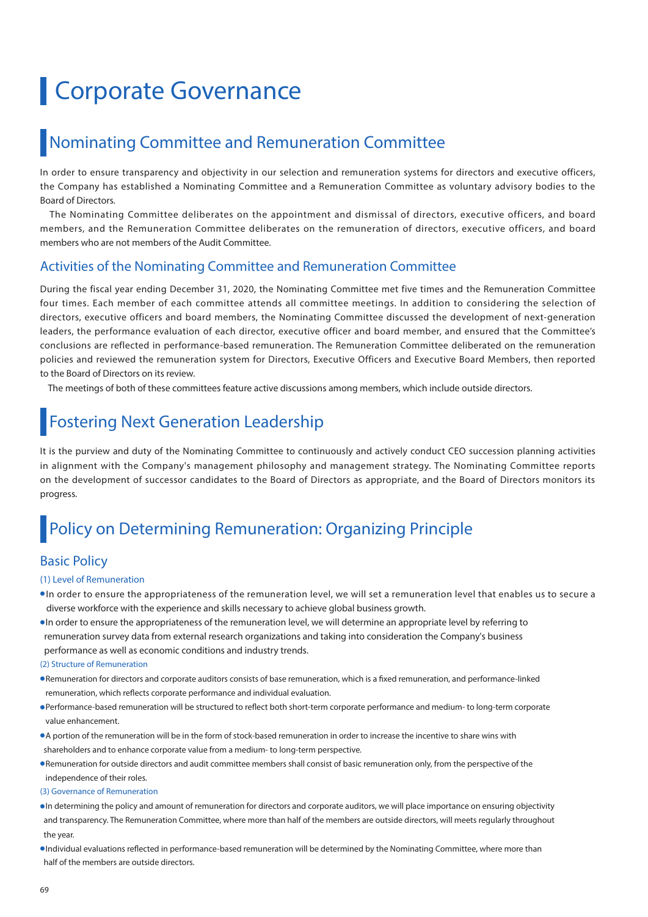# Corporate Governance

## Nominating Committee and Remuneration Committee

In order to ensure transparency and objectivity in our selection and remuneration systems for directors and executive officers, the Company has established a Nominating Committee and a Remuneration Committee as voluntary advisory bodies to the Board of Directors.

The Nominating Committee deliberates on the appointment and dismissal of directors, executive officers, and board members, and the Remuneration Committee deliberates on the remuneration of directors, executive officers, and board members who are not members of the Audit Committee.

### Activities of the Nominating Committee and Remuneration Committee

During the fiscal year ending December 31, 2020, the Nominating Committee met five times and the Remuneration Committee four times. Each member of each committee attends all committee meetings. In addition to considering the selection of directors, executive officers and board members, the Nominating Committee discussed the development of next-generation leaders, the performance evaluation of each director, executive officer and board member, and ensured that the Committee's conclusions are reflected in performance-based remuneration. The Remuneration Committee deliberated on the remuneration policies and reviewed the remuneration system for Directors, Executive Officers and Executive Board Members, then reported to the Board of Directors on its review.

The meetings of both of these committees feature active discussions among members, which include outside directors.

## Fostering Next Generation Leadership

It is the purview and duty of the Nominating Committee to continuously and actively conduct CEO succession planning activities in alignment with the Company's management philosophy and management strategy. The Nominating Committee reports on the development of successor candidates to the Board of Directors as appropriate, and the Board of Directors monitors its progress.

## Policy on Determining Remuneration: Organizing Principle

### Basic Policy

#### (1) Level of Remuneration

- In order to ensure the appropriateness of the remuneration level, we will set a remuneration level that enables us to secure a diverse workforce with the experience and skills necessary to achieve global business growth.
- In order to ensure the appropriateness of the remuneration level, we will determine an appropriate level by referring to remuneration survey data from external research organizations and taking into consideration the Company's business performance as well as economic conditions and industry trends.

#### (2) Structure of Remuneration

- Remuneration for directors and corporate auditors consists of base remuneration, which is a fixed remuneration, and performance-linked remuneration, which reflects corporate performance and individual evaluation.
- Performance-based remuneration will be structured to reflect both short-term corporate performance and medium- to long-term corporate value enhancement.
- A portion of the remuneration will be in the form of stock-based remuneration in order to increase the incentive to share wins with shareholders and to enhance corporate value from a medium- to long-term perspective.
- Remuneration for outside directors and audit committee members shall consist of basic remuneration only, from the perspective of the independence of their roles.

#### (3) Governance of Remuneration

- In determining the policy and amount of remuneration for directors and corporate auditors, we will place importance on ensuring objectivity and transparency. The Remuneration Committee, where more than half of the members are outside directors, will meets regularly throughout the year.
- Individual evaluations reflected in performance-based remuneration will be determined by the Nominating Committee, where more than half of the members are outside directors.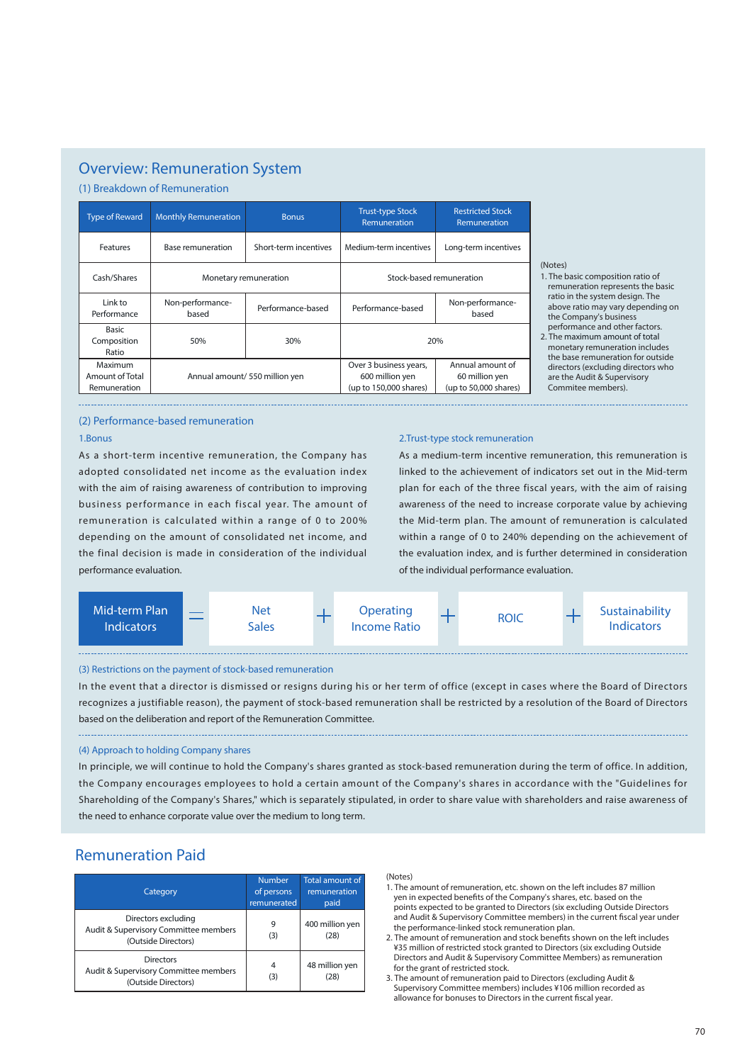## Overview: Remuneration System

### (1) Breakdown of Remuneration

| Type of Reward | Monthly Remuneration | Bonus | Trust-type Stock Remuneration | Restricted Stock Remuneration |
|---|---|---|---|---|
| Features | Base remuneration | Short-term incentives | Medium-term incentives | Long-term incentives |
| Cash/Shares | Monetary remuneration | | Stock-based remuneration | |
| Link to Performance | Non-performance-based | Performance-based | Performance-based | Non-performance-based |
| Basic Composition Ratio | 50% | 30% | 20% | |
| Maximum Amount of Total Remuneration | Annual amount/ 550 million yen | | Over 3 business years, 600 million yen (up to 150,000 shares) | Annual amount of 60 million yen (up to 50,000 shares) |

(Notes)
1. The basic composition ratio of remuneration represents the basic ratio in the system design. The above ratio may vary depending on the Company's business performance and other factors.
2. The maximum amount of total monetary remuneration includes the base remuneration for outside directors (excluding directors who are the Audit & Supervisory Commitee members).

### (2) Performance-based remuneration

**1.Bonus**

As a short-term incentive remuneration, the Company has adopted consolidated net income as the evaluation index with the aim of raising awareness of contribution to improving business performance in each fiscal year. The amount of remuneration is calculated within a range of 0 to 200% depending on the amount of consolidated net income, and the final decision is made in consideration of the individual performance evaluation.

**2.Trust-type stock remuneration**

As a medium-term incentive remuneration, this remuneration is linked to the achievement of indicators set out in the Mid-term plan for each of the three fiscal years, with the aim of raising awareness of the need to increase corporate value by achieving the Mid-term plan. The amount of remuneration is calculated within a range of 0 to 240% depending on the achievement of the evaluation index, and is further determined in consideration of the individual performance evaluation.

Mid-term Plan Indicators = Net Sales + Operating Income Ratio + ROIC + Sustainability Indicators

### (3) Restrictions on the payment of stock-based remuneration

In the event that a director is dismissed or resigns during his or her term of office (except in cases where the Board of Directors recognizes a justifiable reason), the payment of stock-based remuneration shall be restricted by a resolution of the Board of Directors based on the deliberation and report of the Remuneration Committee.

### (4) Approach to holding Company shares

In principle, we will continue to hold the Company's shares granted as stock-based remuneration during the term of office. In addition, the Company encourages employees to hold a certain amount of the Company's shares in accordance with the "Guidelines for Shareholding of the Company's Shares," which is separately stipulated, in order to share value with shareholders and raise awareness of the need to enhance corporate value over the medium to long term.

## Remuneration Paid

| Category | Number of persons remunerated | Total amount of remuneration paid |
|---|---|---|
| Directors excluding Audit & Supervisory Committee members (Outside Directors) | 9 (3) | 400 million yen (28) |
| Directors Audit & Supervisory Committee members (Outside Directors) | 4 (3) | 48 million yen (28) |

(Notes)
1. The amount of remuneration, etc. shown on the left includes 87 million yen in expected benefits of the Company's shares, etc. based on the points expected to be granted to Directors (six excluding Outside Directors and Audit & Supervisory Committee members) in the current fiscal year under the performance-linked stock remuneration plan.
2. The amount of remuneration and stock benefits shown on the left includes ¥35 million of restricted stock granted to Directors (six excluding Outside Directors and Audit & Supervisory Committee Members) as remuneration for the grant of restricted stock.
3. The amount of remuneration paid to Directors (excluding Audit & Supervisory Committee members) includes ¥106 million recorded as allowance for bonuses to Directors in the current fiscal year.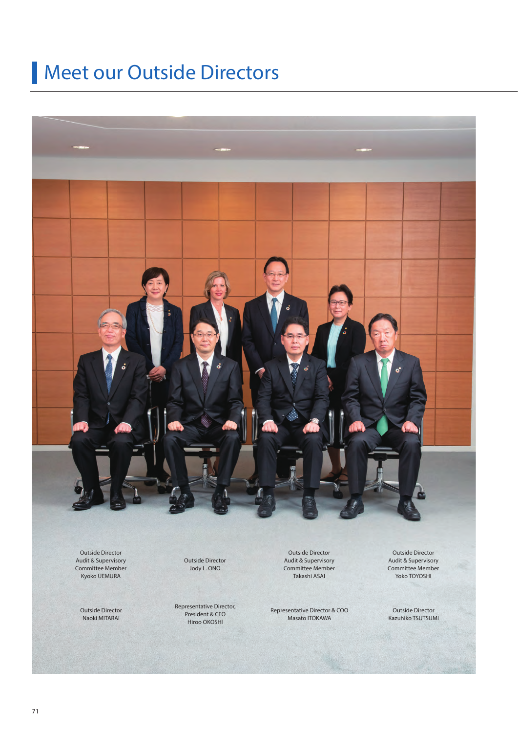# Meet our Outside Directors

Outside Director
Audit & Supervisory
Committee Member
Kyoko UEMURA

Outside Director
Jody L. ONO

Outside Director
Audit & Supervisory
Committee Member
Takashi ASAI

Outside Director
Audit & Supervisory
Committee Member
Yoko TOYOSHI

Outside Director
Naoki MITARAI

Representative Director,
President & CEO
Hiroo OKOSHI

Representative Director & COO
Masato ITOKAWA

Outside Director
Kazuhiko TSUTSUMI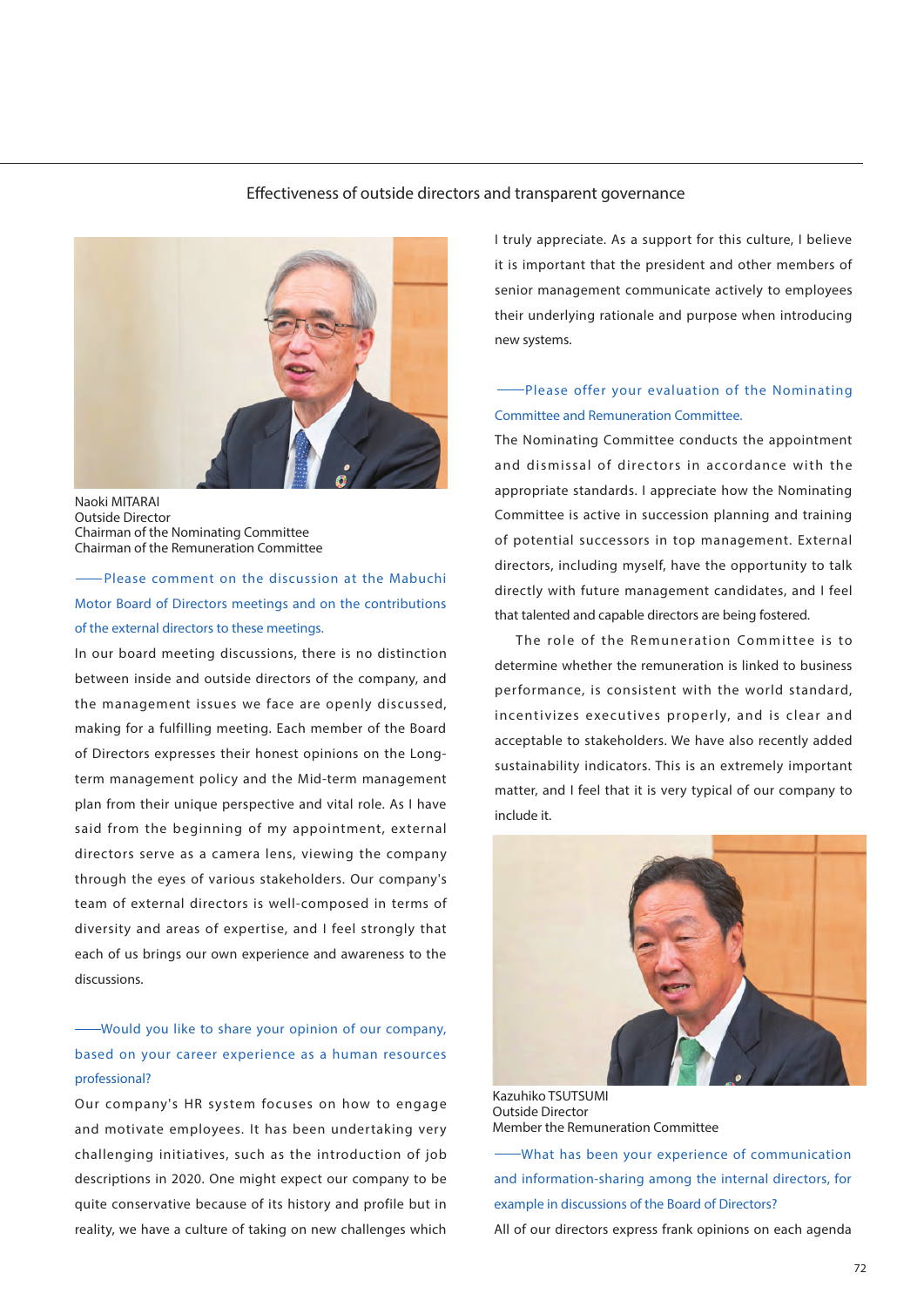## Effectiveness of outside directors and transparent governance

Naoki MITARAI
Outside Director
Chairman of the Nominating Committee
Chairman of the Remuneration Committee

——Please comment on the discussion at the Mabuchi Motor Board of Directors meetings and on the contributions of the external directors to these meetings.

In our board meeting discussions, there is no distinction between inside and outside directors of the company, and the management issues we face are openly discussed, making for a fulfilling meeting. Each member of the Board of Directors expresses their honest opinions on the Long-term management policy and the Mid-term management plan from their unique perspective and vital role. As I have said from the beginning of my appointment, external directors serve as a camera lens, viewing the company through the eyes of various stakeholders. Our company's team of external directors is well-composed in terms of diversity and areas of expertise, and I feel strongly that each of us brings our own experience and awareness to the discussions.

——Would you like to share your opinion of our company, based on your career experience as a human resources professional?

Our company's HR system focuses on how to engage and motivate employees. It has been undertaking very challenging initiatives, such as the introduction of job descriptions in 2020. One might expect our company to be quite conservative because of its history and profile but in reality, we have a culture of taking on new challenges which I truly appreciate. As a support for this culture, I believe it is important that the president and other members of senior management communicate actively to employees their underlying rationale and purpose when introducing new systems.

——Please offer your evaluation of the Nominating Committee and Remuneration Committee.

The Nominating Committee conducts the appointment and dismissal of directors in accordance with the appropriate standards. I appreciate how the Nominating Committee is active in succession planning and training of potential successors in top management. External directors, including myself, have the opportunity to talk directly with future management candidates, and I feel that talented and capable directors are being fostered.

The role of the Remuneration Committee is to determine whether the remuneration is linked to business performance, is consistent with the world standard, incentivizes executives properly, and is clear and acceptable to stakeholders. We have also recently added sustainability indicators. This is an extremely important matter, and I feel that it is very typical of our company to include it.

Kazuhiko TSUTSUMI
Outside Director
Member the Remuneration Committee

——What has been your experience of communication and information-sharing among the internal directors, for example in discussions of the Board of Directors?

All of our directors express frank opinions on each agenda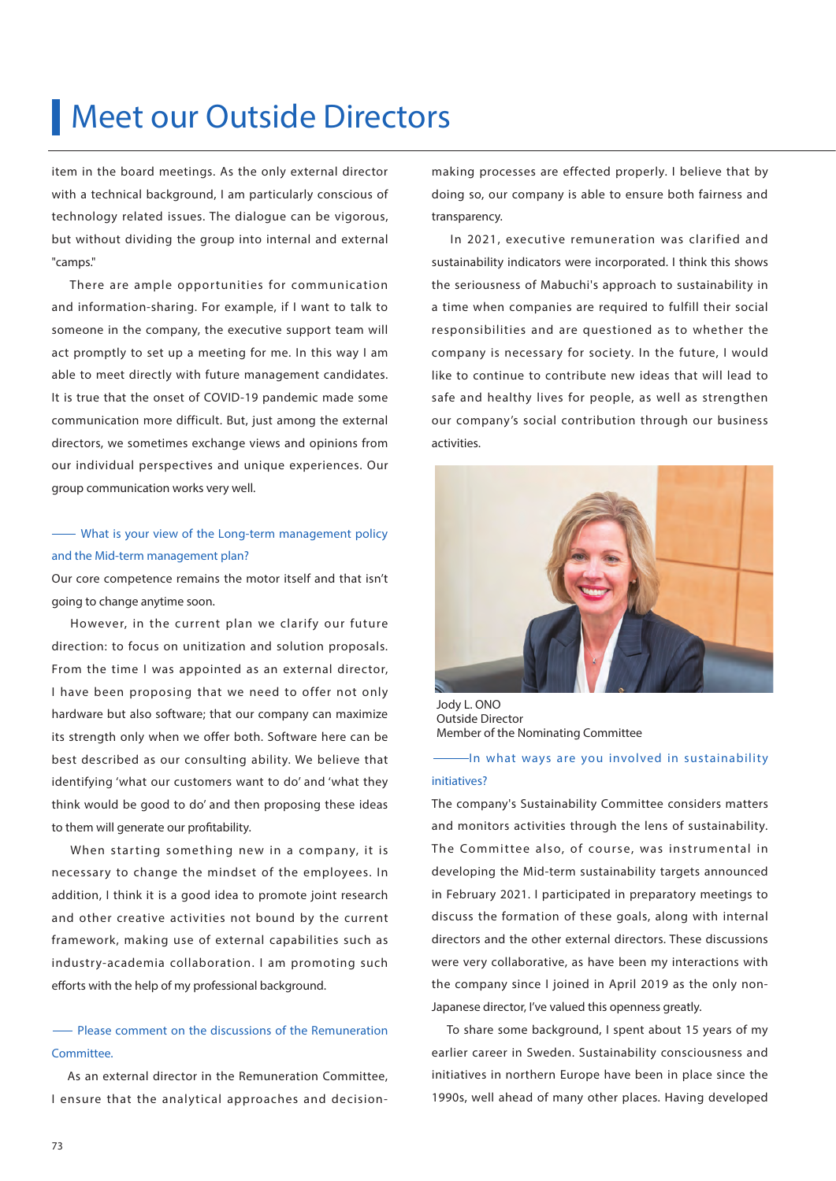# Meet our Outside Directors

item in the board meetings. As the only external director with a technical background, I am particularly conscious of technology related issues. The dialogue can be vigorous, but without dividing the group into internal and external "camps."

There are ample opportunities for communication and information-sharing. For example, if I want to talk to someone in the company, the executive support team will act promptly to set up a meeting for me. In this way I am able to meet directly with future management candidates. It is true that the onset of COVID-19 pandemic made some communication more difficult. But, just among the external directors, we sometimes exchange views and opinions from our individual perspectives and unique experiences. Our group communication works very well.

—— What is your view of the Long-term management policy and the Mid-term management plan?

Our core competence remains the motor itself and that isn't going to change anytime soon.

However, in the current plan we clarify our future direction: to focus on unitization and solution proposals. From the time I was appointed as an external director, I have been proposing that we need to offer not only hardware but also software; that our company can maximize its strength only when we offer both. Software here can be best described as our consulting ability. We believe that identifying 'what our customers want to do' and 'what they think would be good to do' and then proposing these ideas to them will generate our profitability.

When starting something new in a company, it is necessary to change the mindset of the employees. In addition, I think it is a good idea to promote joint research and other creative activities not bound by the current framework, making use of external capabilities such as industry-academia collaboration. I am promoting such efforts with the help of my professional background.

—— Please comment on the discussions of the Remuneration Committee.

As an external director in the Remuneration Committee, I ensure that the analytical approaches and decision-making processes are effected properly. I believe that by doing so, our company is able to ensure both fairness and transparency.

In 2021, executive remuneration was clarified and sustainability indicators were incorporated. I think this shows the seriousness of Mabuchi's approach to sustainability in a time when companies are required to fulfill their social responsibilities and are questioned as to whether the company is necessary for society. In the future, I would like to continue to contribute new ideas that will lead to safe and healthy lives for people, as well as strengthen our company's social contribution through our business activities.

Jody L. ONO
Outside Director
Member of the Nominating Committee

——In what ways are you involved in sustainability initiatives?

The company's Sustainability Committee considers matters and monitors activities through the lens of sustainability. The Committee also, of course, was instrumental in developing the Mid-term sustainability targets announced in February 2021. I participated in preparatory meetings to discuss the formation of these goals, along with internal directors and the other external directors. These discussions were very collaborative, as have been my interactions with the company since I joined in April 2019 as the only non-Japanese director, I've valued this openness greatly.

To share some background, I spent about 15 years of my earlier career in Sweden. Sustainability consciousness and initiatives in northern Europe have been in place since the 1990s, well ahead of many other places. Having developed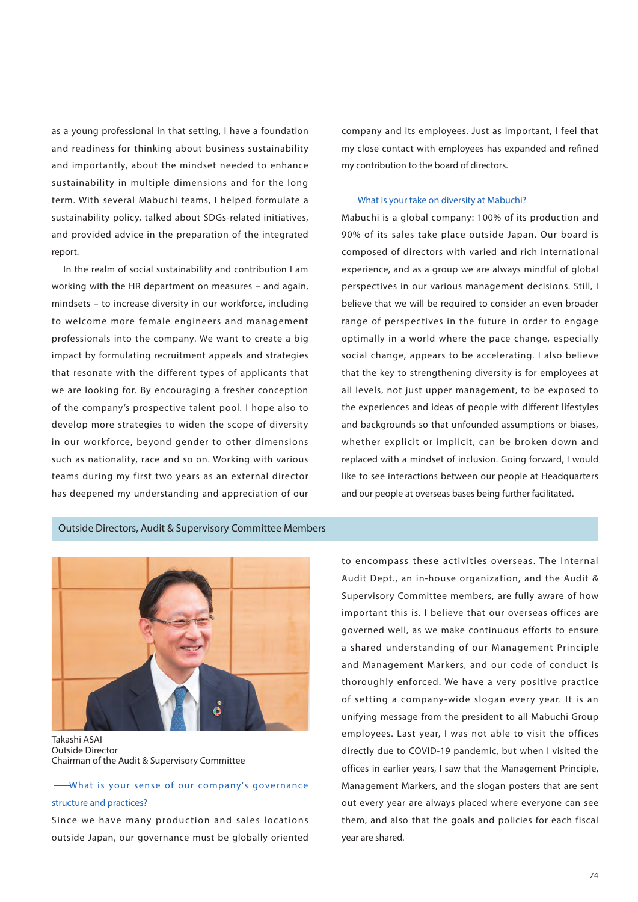as a young professional in that setting, I have a foundation and readiness for thinking about business sustainability and importantly, about the mindset needed to enhance sustainability in multiple dimensions and for the long term. With several Mabuchi teams, I helped formulate a sustainability policy, talked about SDGs-related initiatives, and provided advice in the preparation of the integrated report.

In the realm of social sustainability and contribution I am working with the HR department on measures – and again, mindsets – to increase diversity in our workforce, including to welcome more female engineers and management professionals into the company. We want to create a big impact by formulating recruitment appeals and strategies that resonate with the different types of applicants that we are looking for. By encouraging a fresher conception of the company's prospective talent pool. I hope also to develop more strategies to widen the scope of diversity in our workforce, beyond gender to other dimensions such as nationality, race and so on. Working with various teams during my first two years as an external director has deepened my understanding and appreciation of our company and its employees. Just as important, I feel that my close contact with employees has expanded and refined my contribution to the board of directors.

——What is your take on diversity at Mabuchi?

Mabuchi is a global company: 100% of its production and 90% of its sales take place outside Japan. Our board is composed of directors with varied and rich international experience, and as a group we are always mindful of global perspectives in our various management decisions. Still, I believe that we will be required to consider an even broader range of perspectives in the future in order to engage optimally in a world where the pace change, especially social change, appears to be accelerating. I also believe that the key to strengthening diversity is for employees at all levels, not just upper management, to be exposed to the experiences and ideas of people with different lifestyles and backgrounds so that unfounded assumptions or biases, whether explicit or implicit, can be broken down and replaced with a mindset of inclusion. Going forward, I would like to see interactions between our people at Headquarters and our people at overseas bases being further facilitated.

## Outside Directors, Audit & Supervisory Committee Members

Takashi ASAI
Outside Director
Chairman of the Audit & Supervisory Committee

——What is your sense of our company's governance structure and practices?

Since we have many production and sales locations outside Japan, our governance must be globally oriented to encompass these activities overseas. The Internal Audit Dept., an in-house organization, and the Audit & Supervisory Committee members, are fully aware of how important this is. I believe that our overseas offices are governed well, as we make continuous efforts to ensure a shared understanding of our Management Principle and Management Markers, and our code of conduct is thoroughly enforced. We have a very positive practice of setting a company-wide slogan every year. It is an unifying message from the president to all Mabuchi Group employees. Last year, I was not able to visit the offices directly due to COVID-19 pandemic, but when I visited the offices in earlier years, I saw that the Management Principle, Management Markers, and the slogan posters that are sent out every year are always placed where everyone can see them, and also that the goals and policies for each fiscal year are shared.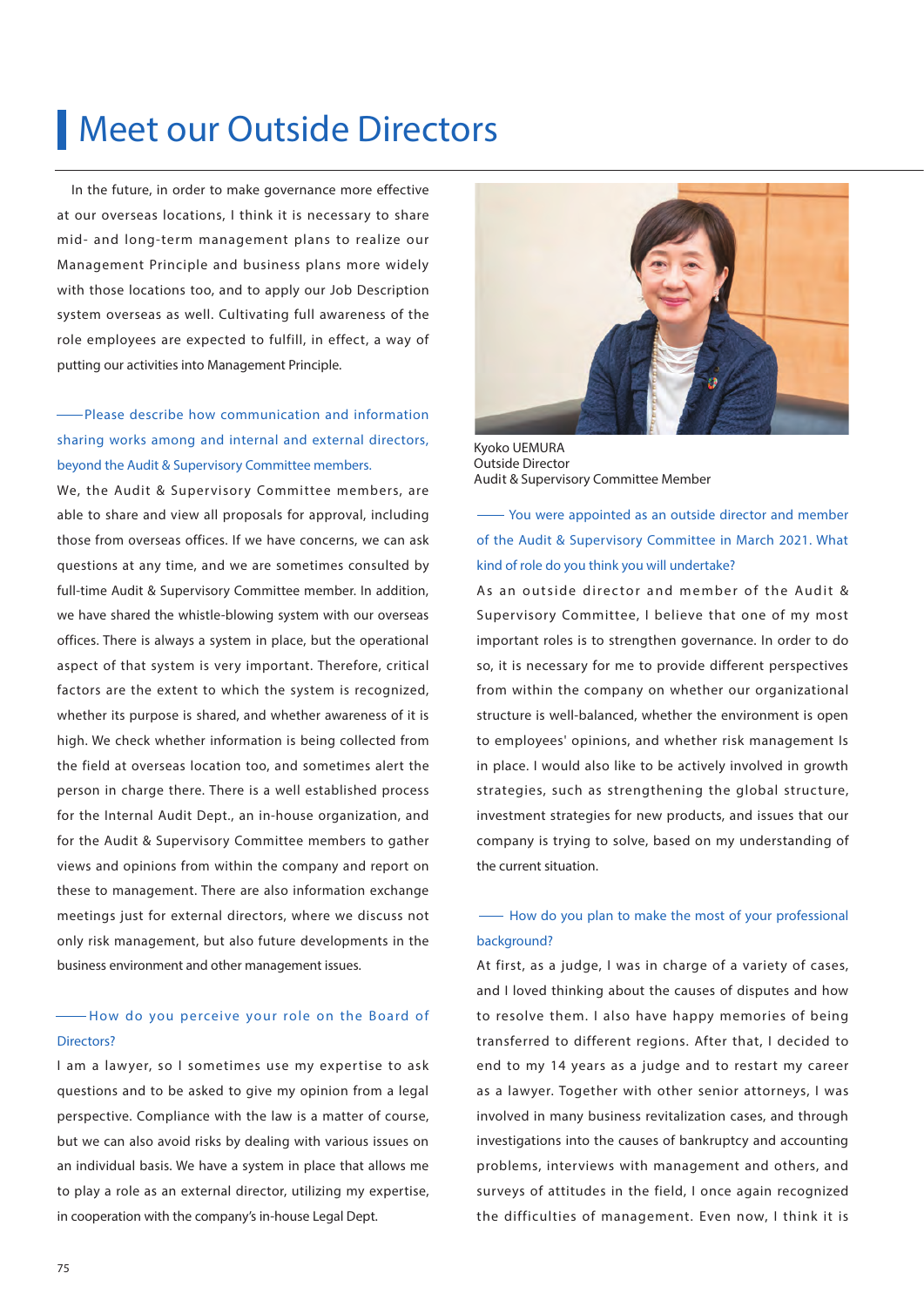# Meet our Outside Directors

In the future, in order to make governance more effective at our overseas locations, I think it is necessary to share mid- and long-term management plans to realize our Management Principle and business plans more widely with those locations too, and to apply our Job Description system overseas as well. Cultivating full awareness of the role employees are expected to fulfill, in effect, a way of putting our activities into Management Principle.

——Please describe how communication and information sharing works among and internal and external directors, beyond the Audit & Supervisory Committee members.

We, the Audit & Supervisory Committee members, are able to share and view all proposals for approval, including those from overseas offices. If we have concerns, we can ask questions at any time, and we are sometimes consulted by full-time Audit & Supervisory Committee member. In addition, we have shared the whistle-blowing system with our overseas offices. There is always a system in place, but the operational aspect of that system is very important. Therefore, critical factors are the extent to which the system is recognized, whether its purpose is shared, and whether awareness of it is high. We check whether information is being collected from the field at overseas location too, and sometimes alert the person in charge there. There is a well established process for the Internal Audit Dept., an in-house organization, and for the Audit & Supervisory Committee members to gather views and opinions from within the company and report on these to management. There are also information exchange meetings just for external directors, where we discuss not only risk management, but also future developments in the business environment and other management issues.

——How do you perceive your role on the Board of Directors?

I am a lawyer, so I sometimes use my expertise to ask questions and to be asked to give my opinion from a legal perspective. Compliance with the law is a matter of course, but we can also avoid risks by dealing with various issues on an individual basis. We have a system in place that allows me to play a role as an external director, utilizing my expertise, in cooperation with the company's in-house Legal Dept.

Kyoko UEMURA
Outside Director
Audit & Supervisory Committee Member

—— You were appointed as an outside director and member of the Audit & Supervisory Committee in March 2021. What kind of role do you think you will undertake?

As an outside director and member of the Audit & Supervisory Committee, I believe that one of my most important roles is to strengthen governance. In order to do so, it is necessary for me to provide different perspectives from within the company on whether our organizational structure is well-balanced, whether the environment is open to employees' opinions, and whether risk management Is in place. I would also like to be actively involved in growth strategies, such as strengthening the global structure, investment strategies for new products, and issues that our company is trying to solve, based on my understanding of the current situation.

—— How do you plan to make the most of your professional background?

At first, as a judge, I was in charge of a variety of cases, and I loved thinking about the causes of disputes and how to resolve them. I also have happy memories of being transferred to different regions. After that, I decided to end to my 14 years as a judge and to restart my career as a lawyer. Together with other senior attorneys, I was involved in many business revitalization cases, and through investigations into the causes of bankruptcy and accounting problems, interviews with management and others, and surveys of attitudes in the field, I once again recognized the difficulties of management. Even now, I think it is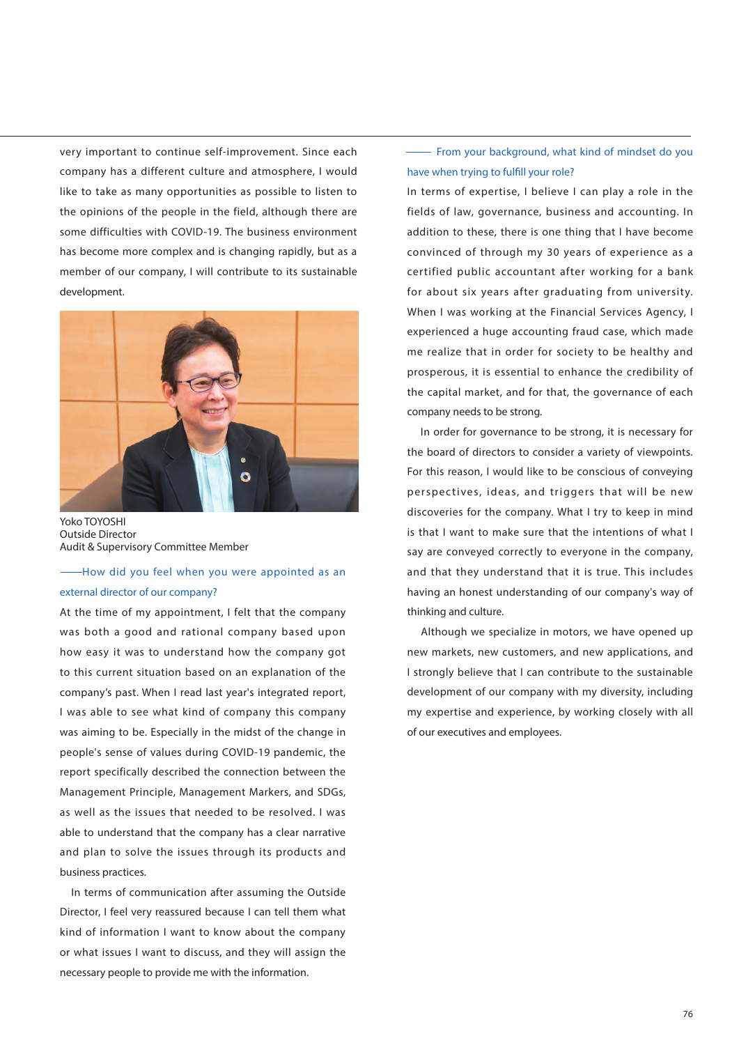very important to continue self-improvement. Since each company has a different culture and atmosphere, I would like to take as many opportunities as possible to listen to the opinions of the people in the field, although there are some difficulties with COVID-19. The business environment has become more complex and is changing rapidly, but as a member of our company, I will contribute to its sustainable development.

Yoko TOYOSHI
Outside Director
Audit & Supervisory Committee Member

### ——How did you feel when you were appointed as an external director of our company?

At the time of my appointment, I felt that the company was both a good and rational company based upon how easy it was to understand how the company got to this current situation based on an explanation of the company's past. When I read last year's integrated report, I was able to see what kind of company this company was aiming to be. Especially in the midst of the change in people's sense of values during COVID-19 pandemic, the report specifically described the connection between the Management Principle, Management Markers, and SDGs, as well as the issues that needed to be resolved. I was able to understand that the company has a clear narrative and plan to solve the issues through its products and business practices.

In terms of communication after assuming the Outside Director, I feel very reassured because I can tell them what kind of information I want to know about the company or what issues I want to discuss, and they will assign the necessary people to provide me with the information.

### —— From your background, what kind of mindset do you have when trying to fulfill your role?

In terms of expertise, I believe I can play a role in the fields of law, governance, business and accounting. In addition to these, there is one thing that I have become convinced of through my 30 years of experience as a certified public accountant after working for a bank for about six years after graduating from university. When I was working at the Financial Services Agency, I experienced a huge accounting fraud case, which made me realize that in order for society to be healthy and prosperous, it is essential to enhance the credibility of the capital market, and for that, the governance of each company needs to be strong.

In order for governance to be strong, it is necessary for the board of directors to consider a variety of viewpoints. For this reason, I would like to be conscious of conveying perspectives, ideas, and triggers that will be new discoveries for the company. What I try to keep in mind is that I want to make sure that the intentions of what I say are conveyed correctly to everyone in the company, and that they understand that it is true. This includes having an honest understanding of our company's way of thinking and culture.

Although we specialize in motors, we have opened up new markets, new customers, and new applications, and I strongly believe that I can contribute to the sustainable development of our company with my diversity, including my expertise and experience, by working closely with all of our executives and employees.